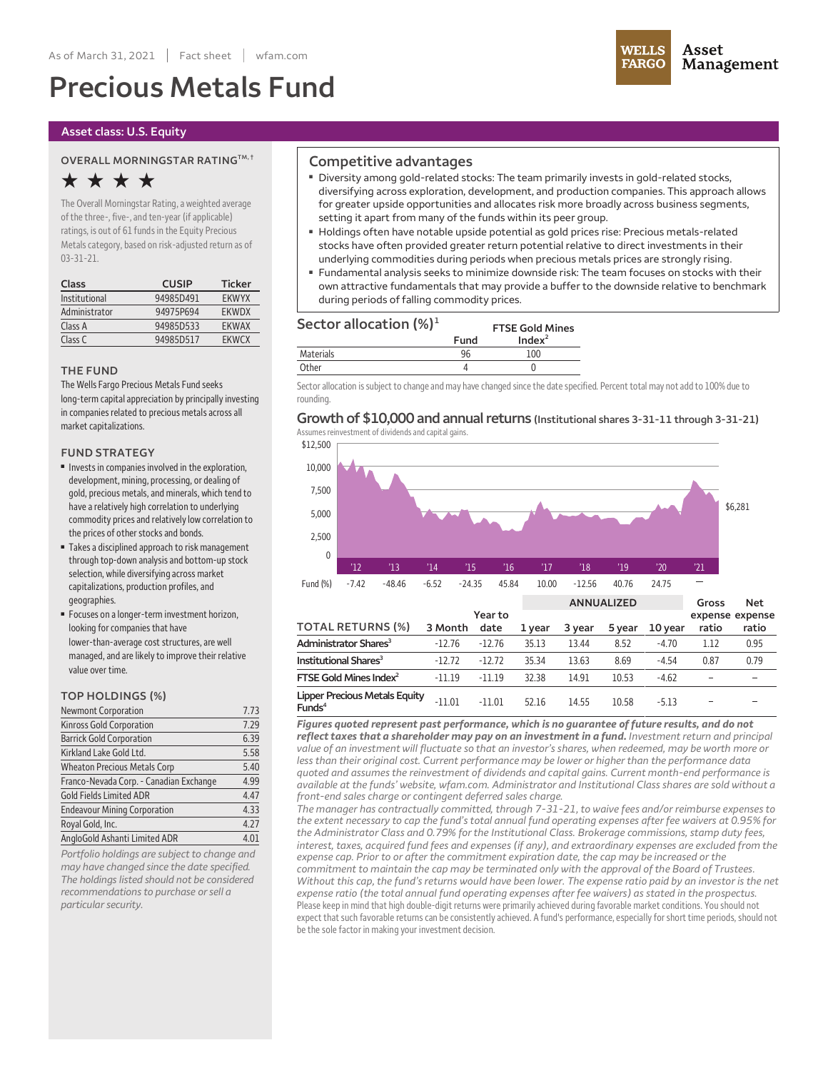As of March 31, 2021 | Fact sheet | wfam.com

# Precious Metals Fund

**Asset class: U.S. Equity**

### OVERALL MORNINGSTAR RATING™, †

★★★★

The Overall Morningstar Rating, a weighted average of the three-, five-, and ten-year (if applicable) ratings, is out of 61 funds in the Equity Precious Metals category, based on risk-adjusted return as of 03-31-21.

| Class | CUSIP | Ticker |
|---|---|---|
| Institutional | 94985D491 | EKWYX |
| Administrator | 94975P694 | EKWDX |
| Class A | 94985D533 | EKWAX |
| Class C | 94985D517 | EKWCX |

### THE FUND

The Wells Fargo Precious Metals Fund seeks long-term capital appreciation by principally investing in companies related to precious metals across all market capitalizations.

### FUND STRATEGY

- Invests in companies involved in the exploration, development, mining, processing, or dealing of gold, precious metals, and minerals, which tend to have a relatively high correlation to underlying commodity prices and relatively low correlation to the prices of other stocks and bonds.
- Takes a disciplined approach to risk management through top-down analysis and bottom-up stock selection, while diversifying across market capitalizations, production profiles, and geographies.
- Focuses on a longer-term investment horizon, looking for companies that have lower-than-average cost structures, are well managed, and are likely to improve their relative value over time.

### TOP HOLDINGS (%)

| Holding | % |
|---|---|
| Newmont Corporation | 7.73 |
| Kinross Gold Corporation | 7.29 |
| Barrick Gold Corporation | 6.39 |
| Kirkland Lake Gold Ltd. | 5.58 |
| Wheaton Precious Metals Corp | 5.40 |
| Franco-Nevada Corp. - Canadian Exchange | 4.99 |
| Gold Fields Limited ADR | 4.47 |
| Endeavour Mining Corporation | 4.33 |
| Royal Gold, Inc. | 4.27 |
| AngloGold Ashanti Limited ADR | 4.01 |

*Portfolio holdings are subject to change and may have changed since the date specified. The holdings listed should not be considered recommendations to purchase or sell a particular security.*

## Competitive advantages

- Diversity among gold-related stocks: The team primarily invests in gold-related stocks, diversifying across exploration, development, and production companies. This approach allows for greater upside opportunities and allocates risk more broadly across business segments, setting it apart from many of the funds within its peer group.
- Holdings often have notable upside potential as gold prices rise: Precious metals-related stocks have often provided greater return potential relative to direct investments in their underlying commodities during periods when precious metals prices are strongly rising.
- Fundamental analysis seeks to minimize downside risk: The team focuses on stocks with their own attractive fundamentals that may provide a buffer to the downside relative to benchmark during periods of falling commodity prices.

## Sector allocation (%)[1]

| | Fund | FTSE Gold Mines Index[2] |
|---|---|---|
| Materials | 96 | 100 |
| Other | 4 | 0 |

Sector allocation is subject to change and may have changed since the date specified. Percent total may not add to 100% due to rounding.

## Growth of $10,000 and annual returns (Institutional shares 3-31-11 through 3-31-21)

Assumes reinvestment of dividends and capital gains.

$6,281

| | '12 | '13 | '14 | '15 | '16 | '17 | '18 | '19 | '20 | '21 |
|---|---|---|---|---|---|---|---|---|---|---|
| Fund (%) | -7.42 | -48.46 | -6.52 | -24.35 | 45.84 | 10.00 | -12.56 | 40.76 | 24.75 | — |

| TOTAL RETURNS (%) | 3 Month | Year to date | 1 year | 3 year | 5 year | 10 year | Gross expense ratio | Net expense ratio |
|---|---|---|---|---|---|---|---|---|
| | | | ANNUALIZED | | | | | |
| Administrator Shares[3] | -12.76 | -12.76 | 35.13 | 13.44 | 8.52 | -4.70 | 1.12 | 0.95 |
| Institutional Shares[3] | -12.72 | -12.72 | 35.34 | 13.63 | 8.69 | -4.54 | 0.87 | 0.79 |
| FTSE Gold Mines Index[2] | -11.19 | -11.19 | 32.38 | 14.91 | 10.53 | -4.62 | – | – |
| Lipper Precious Metals Equity Funds[4] | -11.01 | -11.01 | 52.16 | 14.55 | 10.58 | -5.13 | – | – |

***Figures quoted represent past performance, which is no guarantee of future results, and do not reflect taxes that a shareholder may pay on an investment in a fund.*** *Investment return and principal value of an investment will fluctuate so that an investor's shares, when redeemed, may be worth more or less than their original cost. Current performance may be lower or higher than the performance data quoted and assumes the reinvestment of dividends and capital gains. Current month-end performance is available at the funds' website, wfam.com. Administrator and Institutional Class shares are sold without a front-end sales charge or contingent deferred sales charge.*

*The manager has contractually committed, through 7-31-21, to waive fees and/or reimburse expenses to the extent necessary to cap the fund's total annual fund operating expenses after fee waivers at 0.95% for the Administrator Class and 0.79% for the Institutional Class. Brokerage commissions, stamp duty fees, interest, taxes, acquired fund fees and expenses (if any), and extraordinary expenses are excluded from the expense cap. Prior to or after the commitment expiration date, the cap may be increased or the commitment to maintain the cap may be terminated only with the approval of the Board of Trustees. Without this cap, the fund's returns would have been lower. The expense ratio paid by an investor is the net expense ratio (the total annual fund operating expenses after fee waivers) as stated in the prospectus.*

Please keep in mind that high double-digit returns were primarily achieved during favorable market conditions. You should not expect that such favorable returns can be consistently achieved. A fund's performance, especially for short time periods, should not be the sole factor in making your investment decision.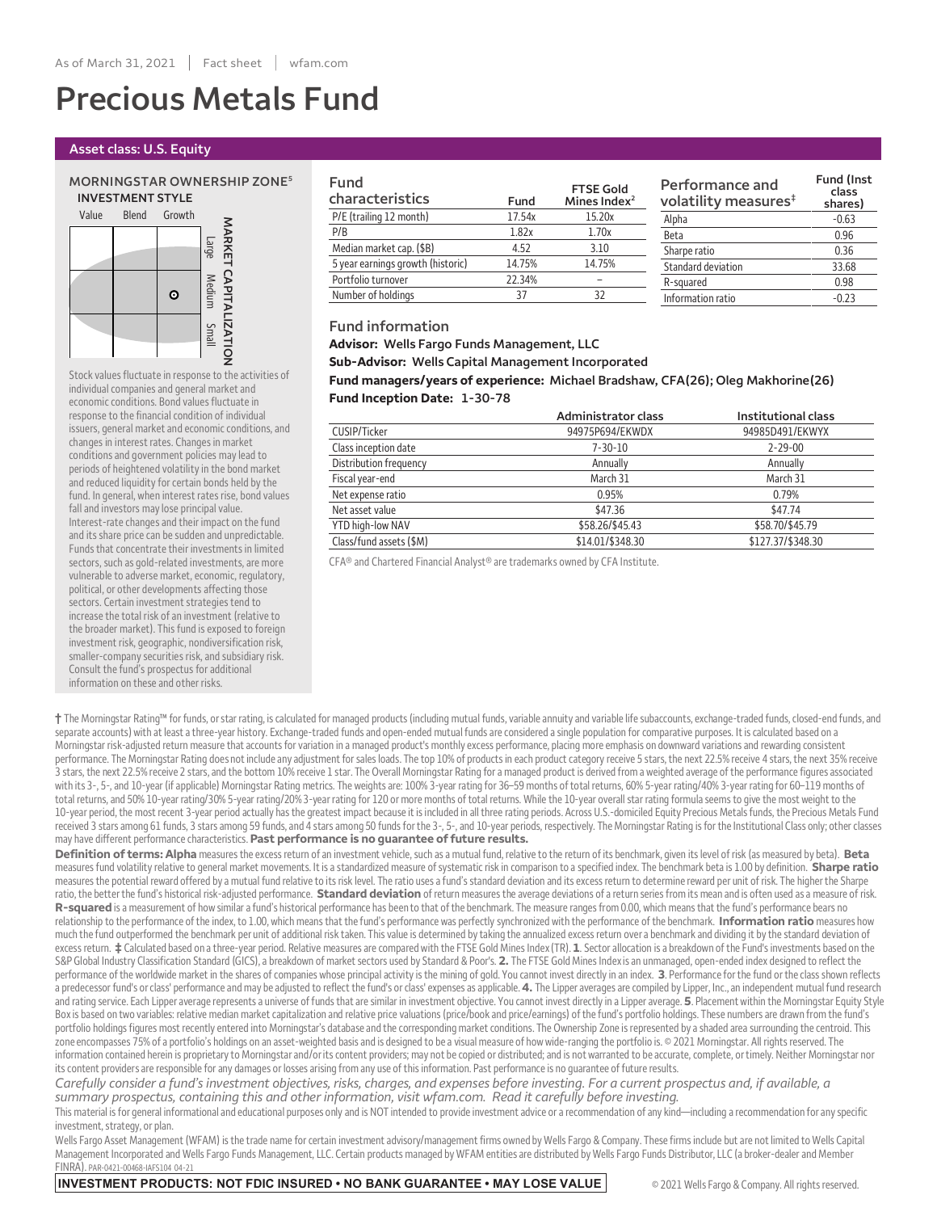As of March 31, 2021 | Fact sheet | wfam.com

# Precious Metals Fund

## Asset class: U.S. Equity

### MORNINGSTAR OWNERSHIP ZONE[5]

INVESTMENT STYLE

Value Blend Growth

MARKET CAPITALIZATION

Large Medium Small

Stock values fluctuate in response to the activities of individual companies and general market and economic conditions. Bond values fluctuate in response to the financial condition of individual issuers, general market and economic conditions, and changes in interest rates. Changes in market conditions and government policies may lead to periods of heightened volatility in the bond market and reduced liquidity for certain bonds held by the fund. In general, when interest rates rise, bond values fall and investors may lose principal value. Interest-rate changes and their impact on the fund and its share price can be sudden and unpredictable. Funds that concentrate their investments in limited sectors, such as gold-related investments, are more vulnerable to adverse market, economic, regulatory, political, or other developments affecting those sectors. Certain investment strategies tend to increase the total risk of an investment (relative to the broader market). This fund is exposed to foreign investment risk, geographic, nondiversification risk, smaller-company securities risk, and subsidiary risk. Consult the fund's prospectus for additional information on these and other risks.

| Fund characteristics | Fund | FTSE Gold Mines Index[2] |
|---|---|---|
| P/E (trailing 12 month) | 17.54x | 15.20x |
| P/B | 1.82x | 1.70x |
| Median market cap. ($B) | 4.52 | 3.10 |
| 5 year earnings growth (historic) | 14.75% | 14.75% |
| Portfolio turnover | 22.34% | – |
| Number of holdings | 37 | 32 |

| Performance and volatility measures‡ | Fund (Inst class shares) |
|---|---|
| Alpha | -0.63 |
| Beta | 0.96 |
| Sharpe ratio | 0.36 |
| Standard deviation | 33.68 |
| R-squared | 0.98 |
| Information ratio | -0.23 |

### Fund information

**Advisor:** Wells Fargo Funds Management, LLC

**Sub-Advisor:** Wells Capital Management Incorporated

**Fund managers/years of experience:** Michael Bradshaw, CFA(26); Oleg Makhorine(26)

**Fund Inception Date:** 1-30-78

| | Administrator class | Institutional class |
|---|---|---|
| CUSIP/Ticker | 94975P694/EKWDX | 94985D491/EKWYX |
| Class inception date | 7-30-10 | 2-29-00 |
| Distribution frequency | Annually | Annually |
| Fiscal year-end | March 31 | March 31 |
| Net expense ratio | 0.95% | 0.79% |
| Net asset value | $47.36 | $47.74 |
| YTD high-low NAV | $58.26/$45.43 | $58.70/$45.79 |
| Class/fund assets ($M) | $14.01/$348.30 | $127.37/$348.30 |

CFA® and Chartered Financial Analyst® are trademarks owned by CFA Institute.

† The Morningstar Rating™ for funds, or star rating, is calculated for managed products (including mutual funds, variable annuity and variable life subaccounts, exchange-traded funds, closed-end funds, and separate accounts) with at least a three-year history. Exchange-traded funds and open-ended mutual funds are considered a single population for comparative purposes. It is calculated based on a Morningstar risk-adjusted return measure that accounts for variation in a managed product's monthly excess performance, placing more emphasis on downward variations and rewarding consistent performance. The Morningstar Rating does not include any adjustment for sales loads. The top 10% of products in each product category receive 5 stars, the next 22.5% receive 4 stars, the next 35% receive 3 stars, the next 22.5% receive 2 stars, and the bottom 10% receive 1 star. The Overall Morningstar Rating for a managed product is derived from a weighted average of the performance figures associated with its 3-, 5-, and 10-year (if applicable) Morningstar Rating metrics. The weights are: 100% 3-year rating for 36–59 months of total returns, 60% 5-year rating/40% 3-year rating for 60–119 months of total returns, and 50% 10-year rating/30% 5-year rating/20% 3-year rating for 120 or more months of total returns. While the 10-year overall star rating formula seems to give the most weight to the 10-year period, the most recent 3-year period actually has the greatest impact because it is included in all three rating periods. Across U.S.-domiciled Equity Precious Metals funds, the Precious Metals Fund received 3 stars among 61 funds, 3 stars among 59 funds, and 4 stars among 50 funds for the 3-, 5-, and 10-year periods, respectively. The Morningstar Rating is for the Institutional Class only; other classes may have different performance characteristics. **Past performance is no guarantee of future results.**

**Definition of terms: Alpha** measures the excess return of an investment vehicle, such as a mutual fund, relative to the return of its benchmark, given its level of risk (as measured by beta). **Beta** measures fund volatility relative to general market movements. It is a standardized measure of systematic risk in comparison to a specified index. The benchmark beta is 1.00 by definition. **Sharpe ratio** measures the potential reward offered by a mutual fund relative to its risk level. The ratio uses a fund's standard deviation and its excess return to determine reward per unit of risk. The higher the Sharpe ratio, the better the fund's historical risk-adjusted performance. **Standard deviation** of return measures the average deviations of a return series from its mean and is often used as a measure of risk. **R-squared** is a measurement of how similar a fund's historical performance has been to that of the benchmark. The measure ranges from 0.00, which means that the fund's performance bears no relationship to the performance of the index, to 1.00, which means that the fund's performance was perfectly synchronized with the performance of the benchmark. **Information ratio** measures how much the fund outperformed the benchmark per unit of additional risk taken. This value is determined by taking the annualized excess return over a benchmark and dividing it by the standard deviation of excess return. **‡** Calculated based on a three-year period. Relative measures are compared with the FTSE Gold Mines Index (TR). **1**. Sector allocation is a breakdown of the Fund's investments based on the S&P Global Industry Classification Standard (GICS), a breakdown of market sectors used by Standard & Poor's. **2.** The FTSE Gold Mines Index is an unmanaged, open-ended index designed to reflect the performance of the worldwide market in the shares of companies whose principal activity is the mining of gold. You cannot invest directly in an index. **3**. Performance for the fund or the class shown reflects a predecessor fund's or class' performance and may be adjusted to reflect the fund's or class' expenses as applicable. **4.** The Lipper averages are compiled by Lipper, Inc., an independent mutual fund research and rating service. Each Lipper average represents a universe of funds that are similar in investment objective. You cannot invest directly in a Lipper average. **5**. Placement within the Morningstar Equity Style Box is based on two variables: relative median market capitalization and relative price valuations (price/book and price/earnings) of the fund's portfolio holdings. These numbers are drawn from the fund's portfolio holdings figures most recently entered into Morningstar's database and the corresponding market conditions. The Ownership Zone is represented by a shaded area surrounding the centroid. This zone encompasses 75% of a portfolio's holdings on an asset-weighted basis and is designed to be a visual measure of how wide-ranging the portfolio is. © 2021 Morningstar. All rights reserved. The information contained herein is proprietary to Morningstar and/or its content providers; may not be copied or distributed; and is not warranted to be accurate, complete, or timely. Neither Morningstar nor its content providers are responsible for any damages or losses arising from any use of this information. Past performance is no guarantee of future results.

*Carefully consider a fund's investment objectives, risks, charges, and expenses before investing. For a current prospectus and, if available, a summary prospectus, containing this and other information, visit wfam.com. Read it carefully before investing.*

This material is for general informational and educational purposes only and is NOT intended to provide investment advice or a recommendation of any kind—including a recommendation for any specific investment, strategy, or plan.

Wells Fargo Asset Management (WFAM) is the trade name for certain investment advisory/management firms owned by Wells Fargo & Company. These firms include but are not limited to Wells Capital Management Incorporated and Wells Fargo Funds Management, LLC. Certain products managed by WFAM entities are distributed by Wells Fargo Funds Distributor, LLC (a broker-dealer and Member FINRA). PAR-0421-00468-IAFS104 04-21

**INVESTMENT PRODUCTS: NOT FDIC INSURED • NO BANK GUARANTEE • MAY LOSE VALUE**

© 2021 Wells Fargo & Company. All rights reserved.